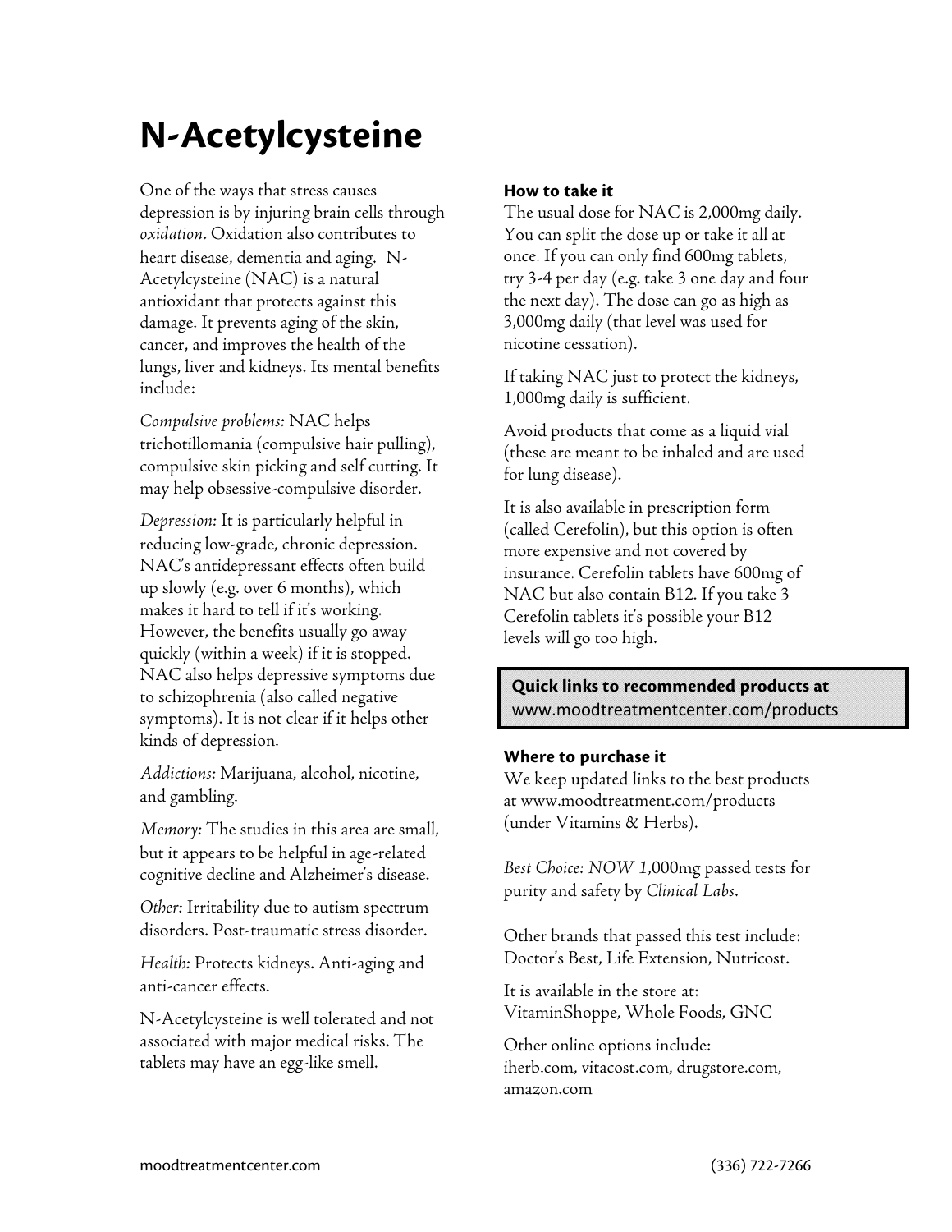# N-Acetylcysteine

One of the ways that stress causes depression is by injuring brain cells through *oxidation*. Oxidation also contributes to heart disease, dementia and aging. N-Acetylcysteine (NAC) is a natural antioxidant that protects against this damage. It prevents aging of the skin, cancer, and improves the health of the lungs, liver and kidneys. Its mental benefits include:

*Compulsive problems:* NAC helps trichotillomania (compulsive hair pulling), compulsive skin picking and self cutting. It may help obsessive-compulsive disorder.

*Depression:* It is particularly helpful in reducing low-grade, chronic depression. NAC's antidepressant effects often build up slowly (e.g. over 6 months), which makes it hard to tell if it's working. However, the benefits usually go away quickly (within a week) if it is stopped. NAC also helps depressive symptoms due to schizophrenia (also called negative symptoms). It is not clear if it helps other kinds of depression.

*Addictions:* Marijuana, alcohol, nicotine, and gambling.

*Memory:* The studies in this area are small, but it appears to be helpful in age-related cognitive decline and Alzheimer's disease.

*Other:* Irritability due to autism spectrum disorders. Post-traumatic stress disorder.

*Health:* Protects kidneys. Anti-aging and anti-cancer effects.

N-Acetylcysteine is well tolerated and not associated with major medical risks. The tablets may have an egg-like smell.

### How to take it

The usual dose for NAC is 2,000mg daily. You can split the dose up or take it all at once. If you can only find 600mg tablets, try 3-4 per day (e.g. take 3 one day and four the next day). The dose can go as high as 3,000mg daily (that level was used for nicotine cessation).

If taking NAC just to protect the kidneys, 1,000mg daily is sufficient.

Avoid products that come as a liquid vial (these are meant to be inhaled and are used for lung disease).

It is also available in prescription form (called Cerefolin), but this option is often more expensive and not covered by insurance. Cerefolin tablets have 600mg of NAC but also contain B12. If you take 3 Cerefolin tablets it's possible your B12 levels will go too high.

**Quick links to recommended products at**
www.moodtreatmentcenter.com/products

### Where to purchase it

We keep updated links to the best products at www.moodtreatment.com/products (under Vitamins & Herbs).

*Best Choice: NOW 1*,000mg passed tests for purity and safety by *Clinical Labs*.

Other brands that passed this test include: Doctor's Best, Life Extension, Nutricost.

It is available in the store at: VitaminShoppe, Whole Foods, GNC

Other online options include: iherb.com, vitacost.com, drugstore.com, amazon.com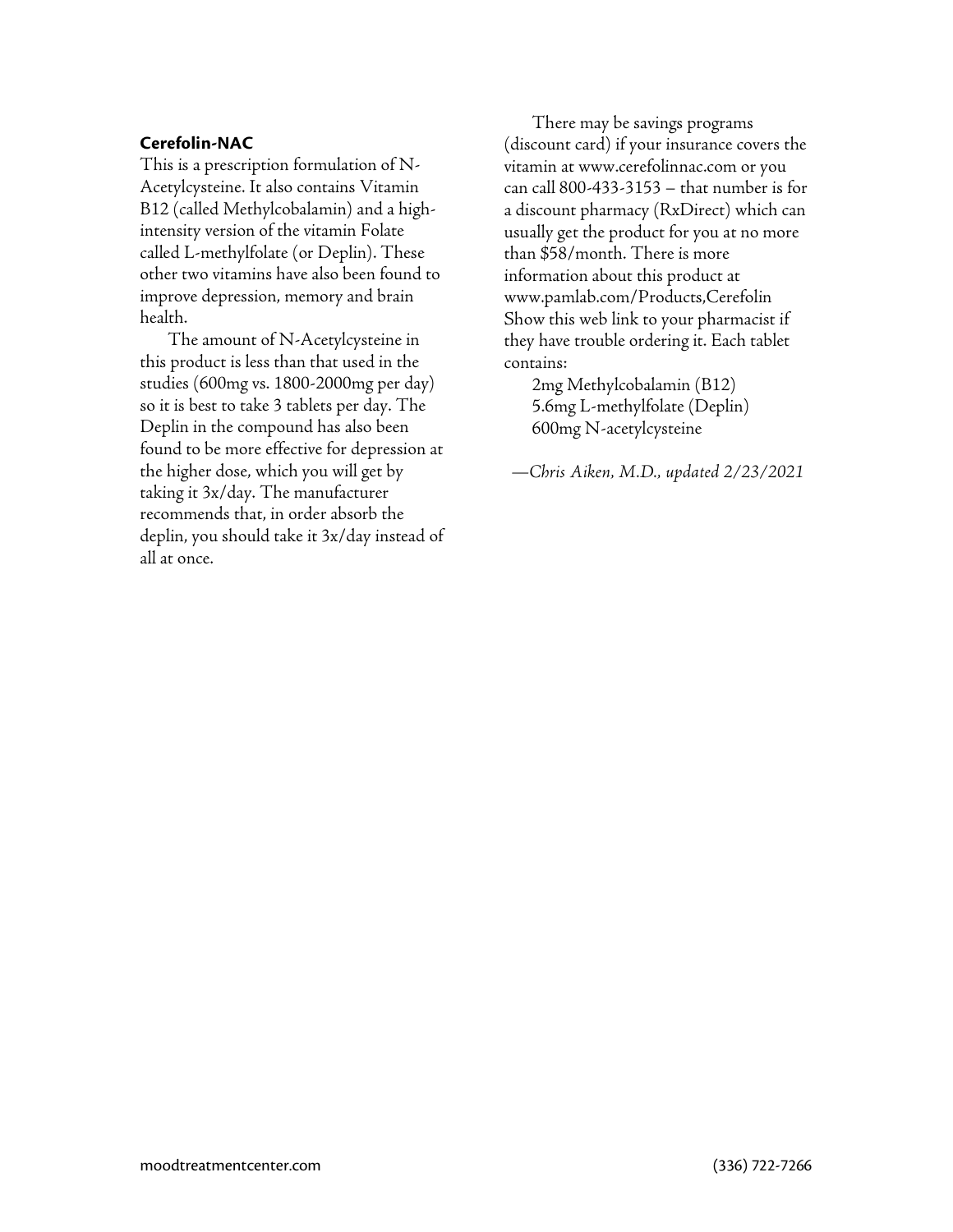### Cerefolin-NAC

This is a prescription formulation of N-Acetylcysteine. It also contains Vitamin B12 (called Methylcobalamin) and a high-intensity version of the vitamin Folate called L-methylfolate (or Deplin). These other two vitamins have also been found to improve depression, memory and brain health.

The amount of N-Acetylcysteine in this product is less than that used in the studies (600mg vs. 1800-2000mg per day) so it is best to take 3 tablets per day. The Deplin in the compound has also been found to be more effective for depression at the higher dose, which you will get by taking it 3x/day. The manufacturer recommends that, in order absorb the deplin, you should take it 3x/day instead of all at once.

There may be savings programs (discount card) if your insurance covers the vitamin at www.cerefolinnac.com or you can call 800-433-3153 – that number is for a discount pharmacy (RxDirect) which can usually get the product for you at no more than $58/month. There is more information about this product at www.pamlab.com/Products,Cerefolin Show this web link to your pharmacist if they have trouble ordering it. Each tablet contains:

2mg Methylcobalamin (B12)
5.6mg L-methylfolate (Deplin)
600mg N-acetylcysteine

*—Chris Aiken, M.D., updated 2/23/2021*